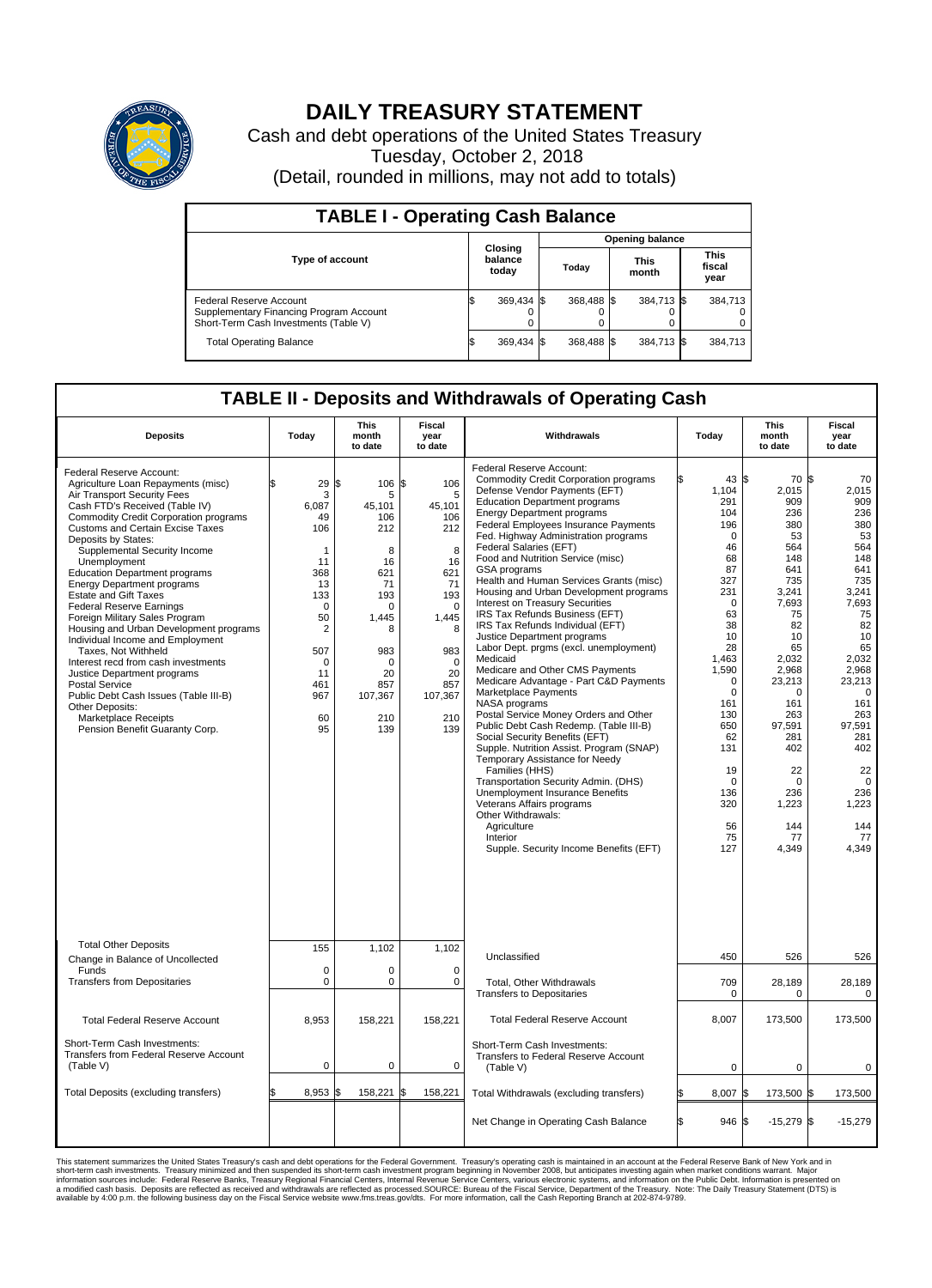# DAILY TREASURY STATEMENT

Cash and debt operations of the United States Treasury
Tuesday, October 2, 2018
(Detail, rounded in millions, may not add to totals)

## TABLE I - Operating Cash Balance

| Type of account | Closing balance today | Opening balance Today | Opening balance This month | Opening balance This fiscal year |
|---|---|---|---|---|
| Federal Reserve Account | $ 369,434 | $ 368,488 | $ 384,713 | $ 384,713 |
| Supplementary Financing Program Account | 0 | 0 | 0 | 0 |
| Short-Term Cash Investments (Table V) | 0 | 0 | 0 | 0 |
| Total Operating Balance | $ 369,434 | $ 368,488 | $ 384,713 | $ 384,713 |

## TABLE II - Deposits and Withdrawals of Operating Cash

| Deposits | Today | This month to date | Fiscal year to date |
|---|---|---|---|
| Federal Reserve Account: | | | |
| Agriculture Loan Repayments (misc) | $ 29 | $ 106 | $ 106 |
| Air Transport Security Fees | 3 | 5 | 5 |
| Cash FTD's Received (Table IV) | 6,087 | 45,101 | 45,101 |
| Commodity Credit Corporation programs | 49 | 106 | 106 |
| Customs and Certain Excise Taxes | 106 | 212 | 212 |
| Deposits by States: | | | |
| Supplemental Security Income | 1 | 8 | 8 |
| Unemployment | 11 | 16 | 16 |
| Education Department programs | 368 | 621 | 621 |
| Energy Department programs | 13 | 71 | 71 |
| Estate and Gift Taxes | 133 | 193 | 193 |
| Federal Reserve Earnings | 0 | 0 | 0 |
| Foreign Military Sales Program | 50 | 1,445 | 1,445 |
| Housing and Urban Development programs | 2 | 8 | 8 |
| Individual Income and Employment Taxes, Not Withheld | 507 | 983 | 983 |
| Interest recd from cash investments | 0 | 0 | 0 |
| Justice Department programs | 11 | 20 | 20 |
| Postal Service | 461 | 857 | 857 |
| Public Debt Cash Issues (Table III-B) | 967 | 107,367 | 107,367 |
| Other Deposits: | | | |
| Marketplace Receipts | 60 | 210 | 210 |
| Pension Benefit Guaranty Corp. | 95 | 139 | 139 |
| Total Other Deposits | 155 | 1,102 | 1,102 |
| Change in Balance of Uncollected Funds | 0 | 0 | 0 |
| Transfers from Depositaries | 0 | 0 | 0 |
| Total Federal Reserve Account | 8,953 | 158,221 | 158,221 |
| Short-Term Cash Investments: Transfers from Federal Reserve Account (Table V) | 0 | 0 | 0 |
| Total Deposits (excluding transfers) | $ 8,953 | $ 158,221 | $ 158,221 |

| Withdrawals | Today | This month to date | Fiscal year to date |
|---|---|---|---|
| Federal Reserve Account: | | | |
| Commodity Credit Corporation programs | $ 43 | $ 70 | $ 70 |
| Defense Vendor Payments (EFT) | 1,104 | 2,015 | 2,015 |
| Education Department programs | 291 | 909 | 909 |
| Energy Department programs | 104 | 236 | 236 |
| Federal Employees Insurance Payments | 196 | 380 | 380 |
| Fed. Highway Administration programs | 0 | 53 | 53 |
| Federal Salaries (EFT) | 46 | 564 | 564 |
| Food and Nutrition Service (misc) | 68 | 148 | 148 |
| GSA programs | 87 | 641 | 641 |
| Health and Human Services Grants (misc) | 327 | 735 | 735 |
| Housing and Urban Development programs | 231 | 3,241 | 3,241 |
| Interest on Treasury Securities | 0 | 7,693 | 7,693 |
| IRS Tax Refunds Business (EFT) | 63 | 75 | 75 |
| IRS Tax Refunds Individual (EFT) | 38 | 82 | 82 |
| Justice Department programs | 10 | 10 | 10 |
| Labor Dept. prgms (excl. unemployment) | 28 | 65 | 65 |
| Medicaid | 1,463 | 2,032 | 2,032 |
| Medicare and Other CMS Payments | 1,590 | 2,968 | 2,968 |
| Medicare Advantage - Part C&D Payments | 0 | 23,213 | 23,213 |
| Marketplace Payments | 0 | 0 | 0 |
| NASA programs | 161 | 161 | 161 |
| Postal Service Money Orders and Other | 130 | 263 | 263 |
| Public Debt Cash Redemp. (Table III-B) | 650 | 97,591 | 97,591 |
| Social Security Benefits (EFT) | 62 | 281 | 281 |
| Supple. Nutrition Assist. Program (SNAP) | 131 | 402 | 402 |
| Temporary Assistance for Needy Families (HHS) | 19 | 22 | 22 |
| Transportation Security Admin. (DHS) | 0 | 0 | 0 |
| Unemployment Insurance Benefits | 136 | 236 | 236 |
| Veterans Affairs programs | 320 | 1,223 | 1,223 |
| Other Withdrawals: | | | |
| Agriculture | 56 | 144 | 144 |
| Interior | 75 | 77 | 77 |
| Supple. Security Income Benefits (EFT) | 127 | 4,349 | 4,349 |
| Unclassified | 450 | 526 | 526 |
| Total, Other Withdrawals | 709 | 28,189 | 28,189 |
| Transfers to Depositaries | 0 | 0 | 0 |
| Total Federal Reserve Account | 8,007 | 173,500 | 173,500 |
| Short-Term Cash Investments: Transfers to Federal Reserve Account (Table V) | 0 | 0 | 0 |
| Total Withdrawals (excluding transfers) | $ 8,007 | $ 173,500 | $ 173,500 |
| Net Change in Operating Cash Balance | $ 946 | $ -15,279 | $ -15,279 |

This statement summarizes the United States Treasury's cash and debt operations for the Federal Government. Treasury's operating cash is maintained in an account at the Federal Reserve Bank of New York and in short-term cash investments. Treasury minimized and then suspended its short-term cash investment program beginning in November 2008, but anticipates investing again when market conditions warrant. Major information sources include: Federal Reserve Banks, Treasury Regional Financial Centers, Internal Revenue Service Centers, various electronic systems, and information on the Public Debt. Information is presented on a modified cash basis. Deposits are reflected as received and withdrawals are reflected as processed.SOURCE: Bureau of the Fiscal Service, Department of the Treasury. Note: The Daily Treasury Statement (DTS) is available by 4:00 p.m. the following business day on the Fiscal Service website www.fms.treas.gov/dts. For more information, call the Cash Reporting Branch at 202-874-9789.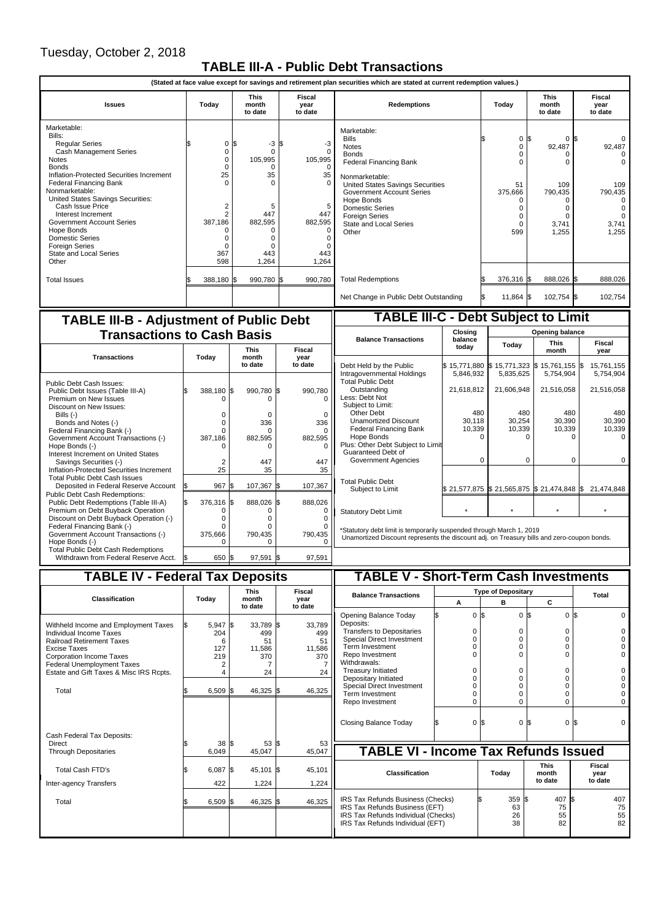Tuesday, October 2, 2018

# TABLE III-A - Public Debt Transactions

(Stated at face value except for savings and retirement plan securities which are stated at current redemption values.)

| Issues | Today | This month to date | Fiscal year to date | Redemptions | Today | This month to date | Fiscal year to date |
|---|---|---|---|---|---|---|---|
| Marketable: | | | | Marketable: | | | |
| Bills: | | | | Bills | $ 0 | $ 0 | $ 0 |
| Regular Series | $ 0 | $ -3 | $ -3 | Notes | 0 | 92,487 | 92,487 |
| Cash Management Series | 0 | 0 | 0 | Bonds | 0 | 0 | 0 |
| Notes | 0 | 105,995 | 105,995 | Federal Financing Bank | 0 | 0 | 0 |
| Bonds | 0 | 0 | 0 | | | | |
| Inflation-Protected Securities Increment | 25 | 35 | 35 | Nonmarketable: | | | |
| Federal Financing Bank | 0 | 0 | 0 | United States Savings Securities | 51 | 109 | 109 |
| Nonmarketable: | | | | Government Account Series | 375,666 | 790,435 | 790,435 |
| United States Savings Securities: | | | | Hope Bonds | 0 | 0 | 0 |
| Cash Issue Price | 2 | 5 | 5 | Domestic Series | 0 | 0 | 0 |
| Interest Increment | 2 | 447 | 447 | Foreign Series | 0 | 0 | 0 |
| Government Account Series | 387,186 | 882,595 | 882,595 | State and Local Series | 0 | 3,741 | 3,741 |
| Hope Bonds | 0 | 0 | 0 | Other | 599 | 1,255 | 1,255 |
| Domestic Series | 0 | 0 | 0 | | | | |
| Foreign Series | 0 | 0 | 0 | | | | |
| State and Local Series | 367 | 443 | 443 | | | | |
| Other | 598 | 1,264 | 1,264 | | | | |
| Total Issues | $ 388,180 | $ 990,780 | $ 990,780 | Total Redemptions | $ 376,316 | $ 888,026 | $ 888,026 |
| | | | | Net Change in Public Debt Outstanding | $ 11,864 | $ 102,754 | $ 102,754 |

# TABLE III-B - Adjustment of Public Debt Transactions to Cash Basis

| Transactions | Today | This month to date | Fiscal year to date |
|---|---|---|---|
| Public Debt Cash Issues: | | | |
| Public Debt Issues (Table III-A) | $ 388,180 | $ 990,780 | $ 990,780 |
| Premium on New Issues | 0 | 0 | 0 |
| Discount on New Issues: | | | |
| Bills (-) | 0 | 0 | 0 |
| Bonds and Notes (-) | 0 | 336 | 336 |
| Federal Financing Bank (-) | 0 | 0 | 0 |
| Government Account Transactions (-) | 387,186 | 882,595 | 882,595 |
| Hope Bonds (-) | 0 | 0 | 0 |
| Interest Increment on United States Savings Securities (-) | 2 | 447 | 447 |
| Inflation-Protected Securities Increment | 25 | 35 | 35 |
| Total Public Debt Cash Issues Deposited in Federal Reserve Account | $ 967 | $ 107,367 | $ 107,367 |
| Public Debt Cash Redemptions: | | | |
| Public Debt Redemptions (Table III-A) | $ 376,316 | $ 888,026 | $ 888,026 |
| Premium on Debt Buyback Operation | 0 | 0 | 0 |
| Discount on Debt Buyback Operation (-) | 0 | 0 | 0 |
| Federal Financing Bank (-) | 0 | 0 | 0 |
| Government Account Transactions (-) | 375,666 | 790,435 | 790,435 |
| Hope Bonds (-) | 0 | 0 | 0 |
| Total Public Debt Cash Redemptions Withdrawn from Federal Reserve Acct. | $ 650 | $ 97,591 | $ 97,591 |

# TABLE III-C - Debt Subject to Limit

| Balance Transactions | Closing balance today | Opening balance Today | Opening balance This month | Opening balance Fiscal year |
|---|---|---|---|---|
| Debt Held by the Public | $ 15,771,880 | $ 15,771,323 | $ 15,761,155 | $ 15,761,155 |
| Intragovernmental Holdings | 5,846,932 | 5,835,625 | 5,754,904 | 5,754,904 |
| Total Public Debt Outstanding | 21,618,812 | 21,606,948 | 21,516,058 | 21,516,058 |
| Less: Debt Not Subject to Limit: | | | | |
| Other Debt | 480 | 480 | 480 | 480 |
| Unamortized Discount | 30,118 | 30,254 | 30,390 | 30,390 |
| Federal Financing Bank | 10,339 | 10,339 | 10,339 | 10,339 |
| Hope Bonds | 0 | 0 | 0 | 0 |
| Plus: Other Debt Subject to Limit | | | | |
| Guaranteed Debt of Government Agencies | 0 | 0 | 0 | 0 |
| Total Public Debt Subject to Limit | $ 21,577,875 | $ 21,565,875 | $ 21,474,848 | $ 21,474,848 |
| Statutory Debt Limit | * | * | * | * |

*Statutory debt limit is temporarily suspended through March 1, 2019
Unamortized Discount represents the discount adj. on Treasury bills and zero-coupon bonds.

# TABLE IV - Federal Tax Deposits

| Classification | Today | This month to date | Fiscal year to date |
|---|---|---|---|
| Withheld Income and Employment Taxes | $ 5,947 | $ 33,789 | $ 33,789 |
| Individual Income Taxes | 204 | 499 | 499 |
| Railroad Retirement Taxes | 6 | 51 | 51 |
| Excise Taxes | 127 | 11,586 | 11,586 |
| Corporation Income Taxes | 219 | 370 | 370 |
| Federal Unemployment Taxes | 2 | 7 | 7 |
| Estate and Gift Taxes & Misc IRS Rcpts. | 4 | 24 | 24 |
| Total | $ 6,509 | $ 46,325 | $ 46,325 |
| Cash Federal Tax Deposits: | | | |
| Direct | $ 38 | $ 53 | $ 53 |
| Through Depositaries | 6,049 | 45,047 | 45,047 |
| Total Cash FTD's | $ 6,087 | $ 45,101 | $ 45,101 |
| Inter-agency Transfers | 422 | 1,224 | 1,224 |
| Total | $ 6,509 | $ 46,325 | $ 46,325 |

# TABLE V - Short-Term Cash Investments

| Balance Transactions | Type of Depositary A | Type of Depositary B | Type of Depositary C | Total |
|---|---|---|---|---|
| Opening Balance Today | $ 0 | $ 0 | $ 0 | $ 0 |
| Deposits: | | | | |
| Transfers to Depositaries | 0 | 0 | 0 | 0 |
| Special Direct Investment | 0 | 0 | 0 | 0 |
| Term Investment | 0 | 0 | 0 | 0 |
| Repo Investment | 0 | 0 | 0 | 0 |
| Withdrawals: | | | | |
| Treasury Initiated | 0 | 0 | 0 | 0 |
| Depositary Initiated | 0 | 0 | 0 | 0 |
| Special Direct Investment | 0 | 0 | 0 | 0 |
| Term Investment | 0 | 0 | 0 | 0 |
| Repo Investment | 0 | 0 | 0 | 0 |
| Closing Balance Today | $ 0 | $ 0 | $ 0 | $ 0 |

# TABLE VI - Income Tax Refunds Issued

| Classification | Today | This month to date | Fiscal year to date |
|---|---|---|---|
| IRS Tax Refunds Business (Checks) | $ 359 | $ 407 | $ 407 |
| IRS Tax Refunds Business (EFT) | 63 | 75 | 75 |
| IRS Tax Refunds Individual (Checks) | 26 | 55 | 55 |
| IRS Tax Refunds Individual (EFT) | 38 | 82 | 82 |